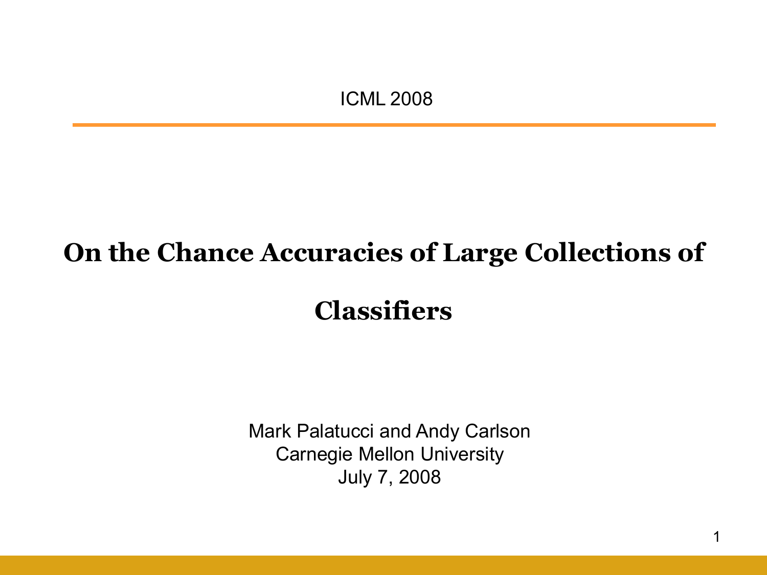ICML 2008

# On the Chance Accuracies of Large Collections of Classifiers

Mark Palatucci and Andy Carlson
Carnegie Mellon University
July 7, 2008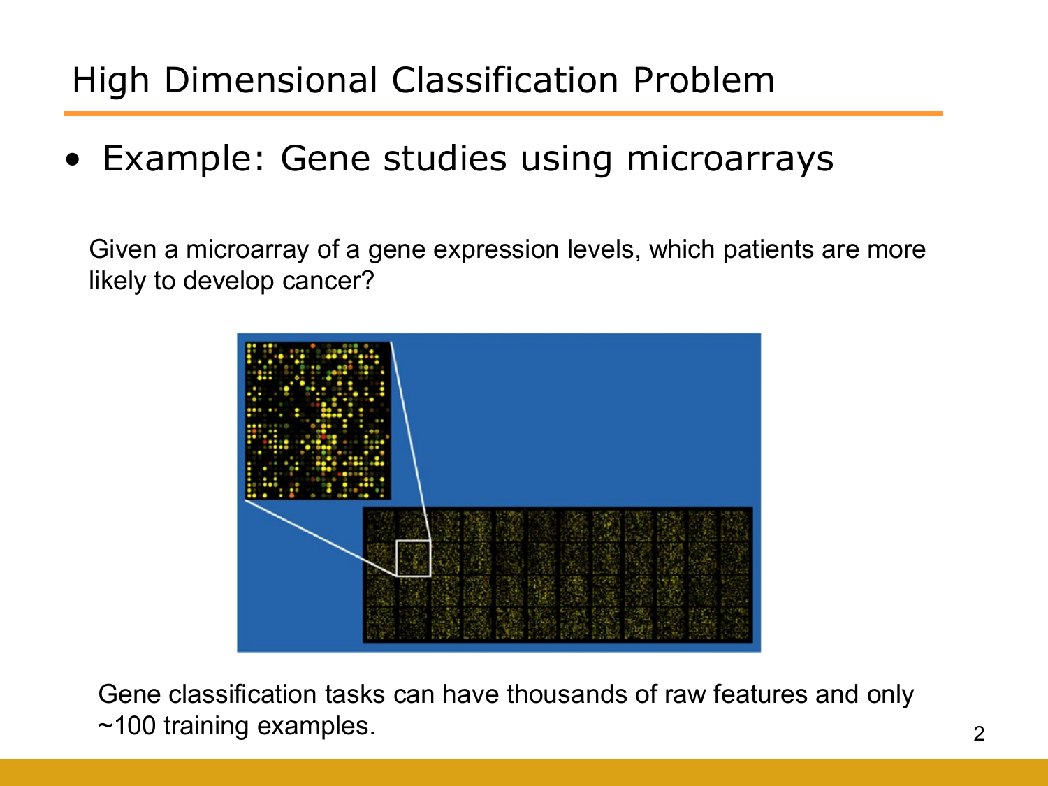# High Dimensional Classification Problem

- Example: Gene studies using microarrays

Given a microarray of a gene expression levels, which patients are more likely to develop cancer?

Gene classification tasks can have thousands of raw features and only ~100 training examples.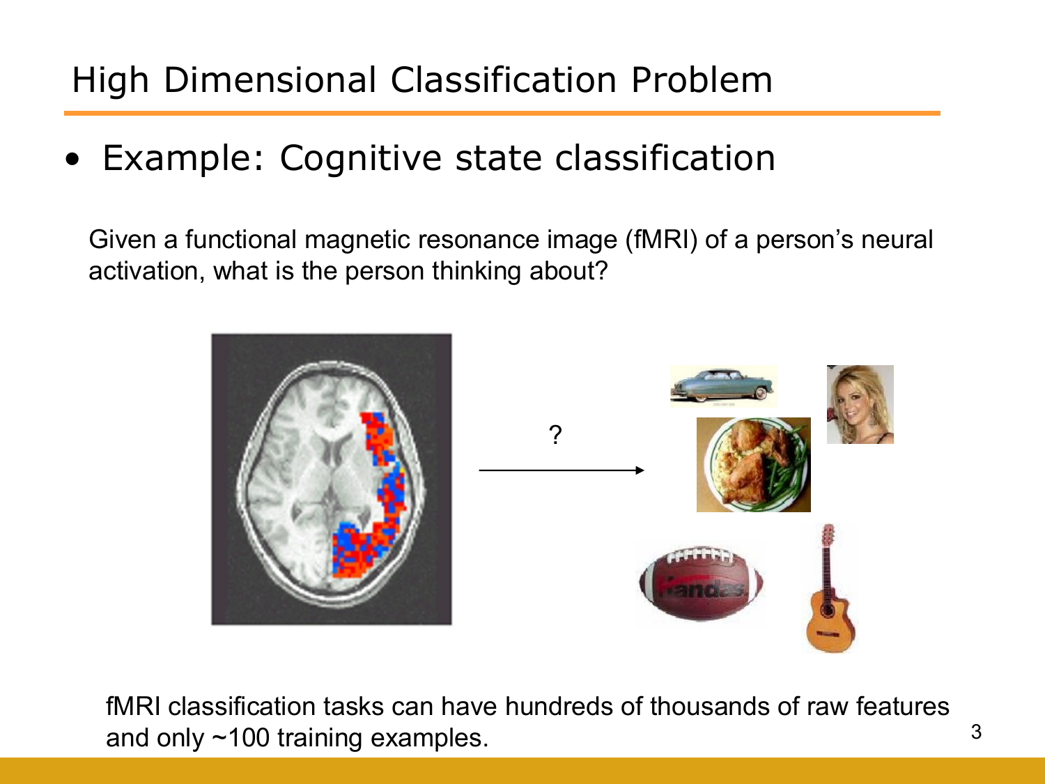# High Dimensional Classification Problem

- Example: Cognitive state classification

Given a functional magnetic resonance image (fMRI) of a person's neural activation, what is the person thinking about?

fMRI classification tasks can have hundreds of thousands of raw features and only ~100 training examples.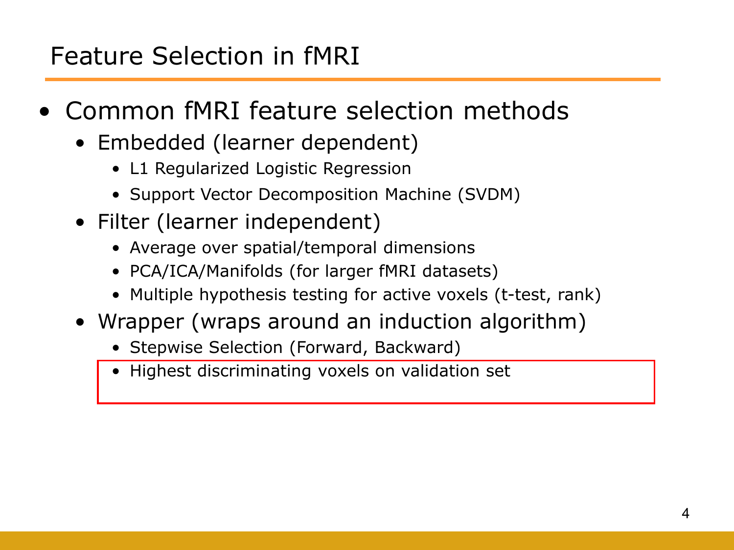# Feature Selection in fMRI

- Common fMRI feature selection methods
  - Embedded (learner dependent)
    - L1 Regularized Logistic Regression
    - Support Vector Decomposition Machine (SVDM)
  - Filter (learner independent)
    - Average over spatial/temporal dimensions
    - PCA/ICA/Manifolds (for larger fMRI datasets)
    - Multiple hypothesis testing for active voxels (t-test, rank)
  - Wrapper (wraps around an induction algorithm)
    - Stepwise Selection (Forward, Backward)
    - Highest discriminating voxels on validation set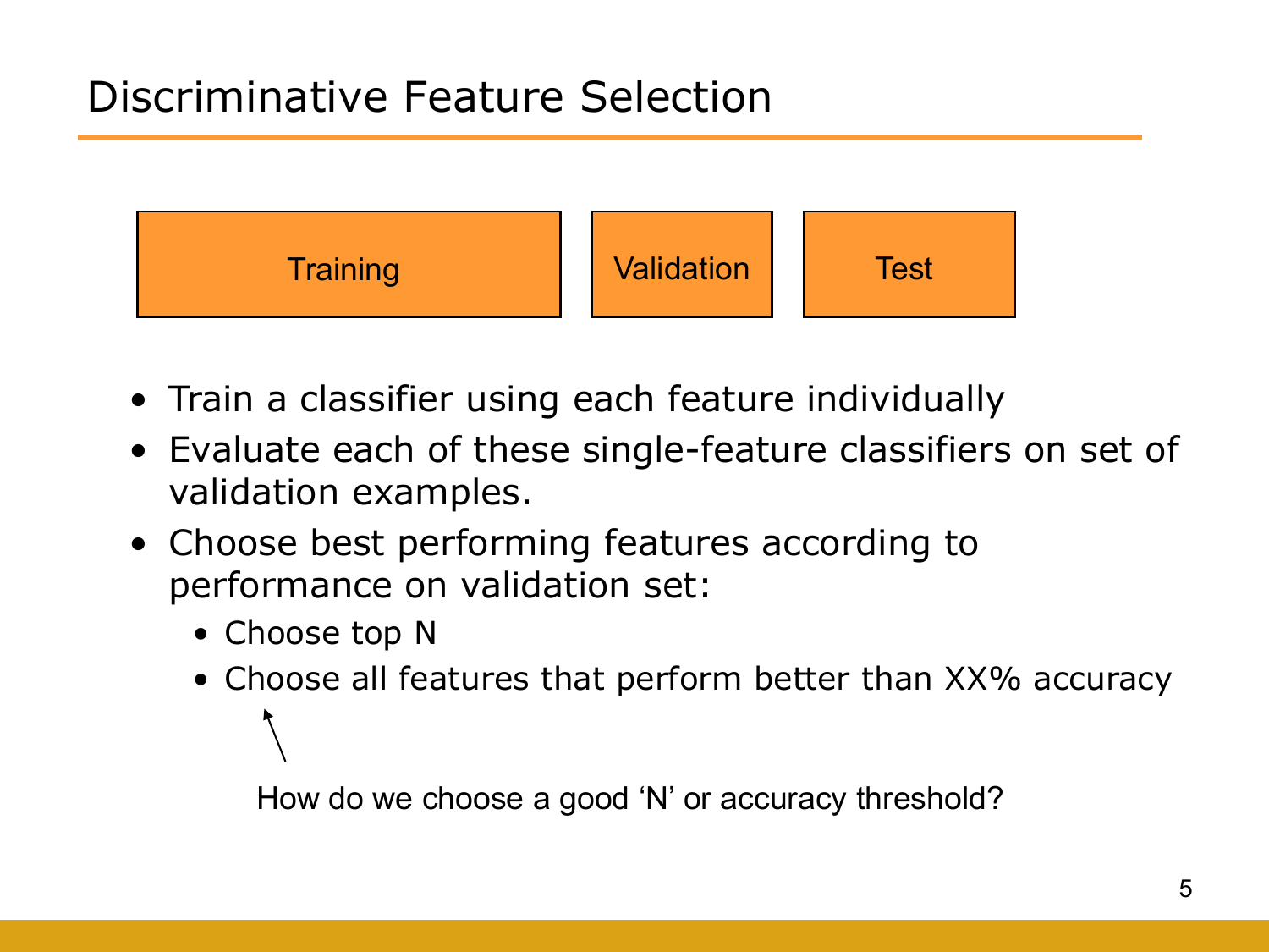# Discriminative Feature Selection

Training | Validation | Test

- Train a classifier using each feature individually
- Evaluate each of these single-feature classifiers on set of validation examples.
- Choose best performing features according to performance on validation set:
  - Choose top N
  - Choose all features that perform better than XX% accuracy

How do we choose a good ‘N’ or accuracy threshold?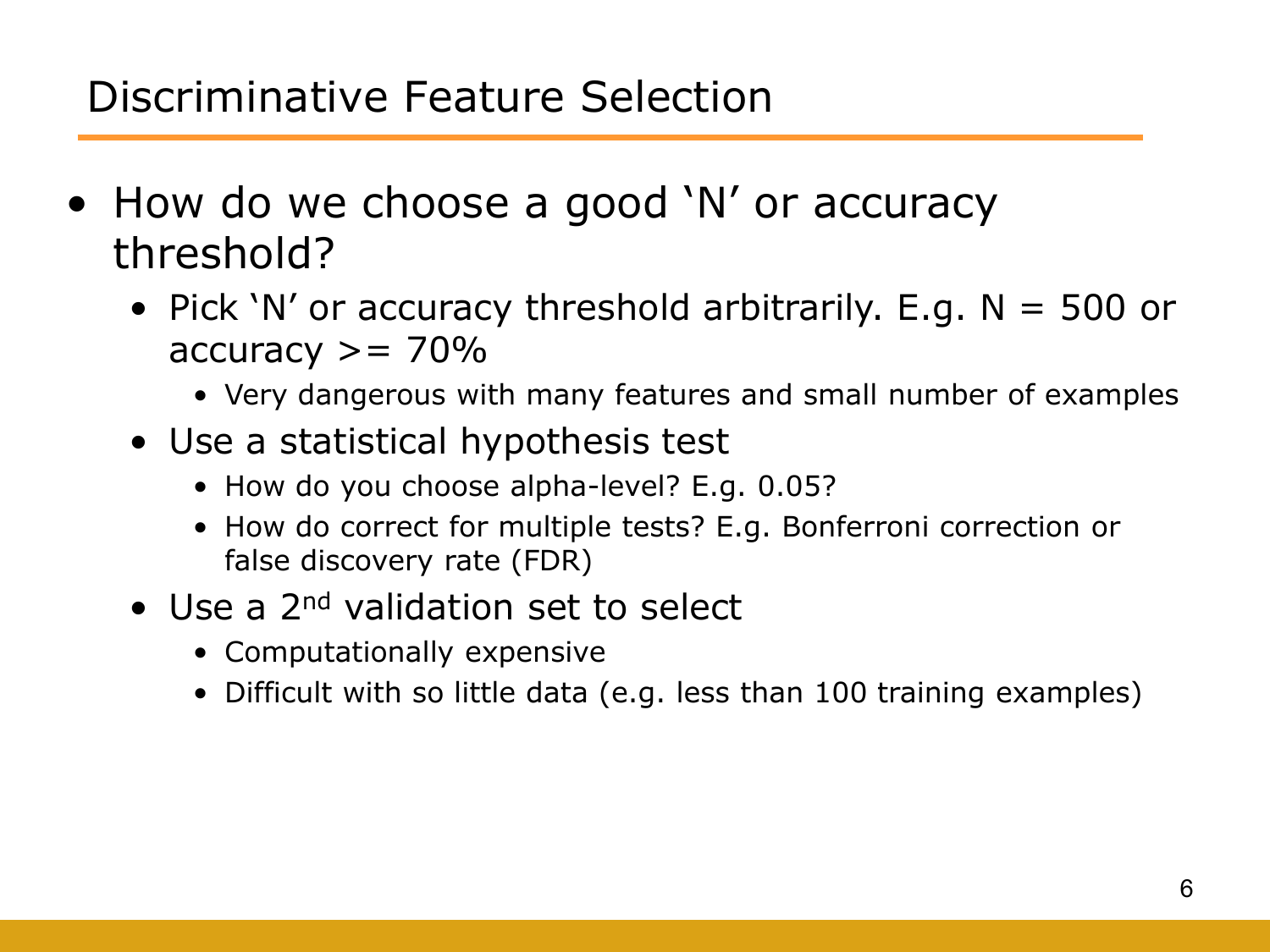# Discriminative Feature Selection

- How do we choose a good ‘N’ or accuracy threshold?
  - Pick ‘N’ or accuracy threshold arbitrarily. E.g. N = 500 or accuracy >= 70%
    - Very dangerous with many features and small number of examples
  - Use a statistical hypothesis test
    - How do you choose alpha-level? E.g. 0.05?
    - How do correct for multiple tests? E.g. Bonferroni correction or false discovery rate (FDR)
  - Use a 2nd validation set to select
    - Computationally expensive
    - Difficult with so little data (e.g. less than 100 training examples)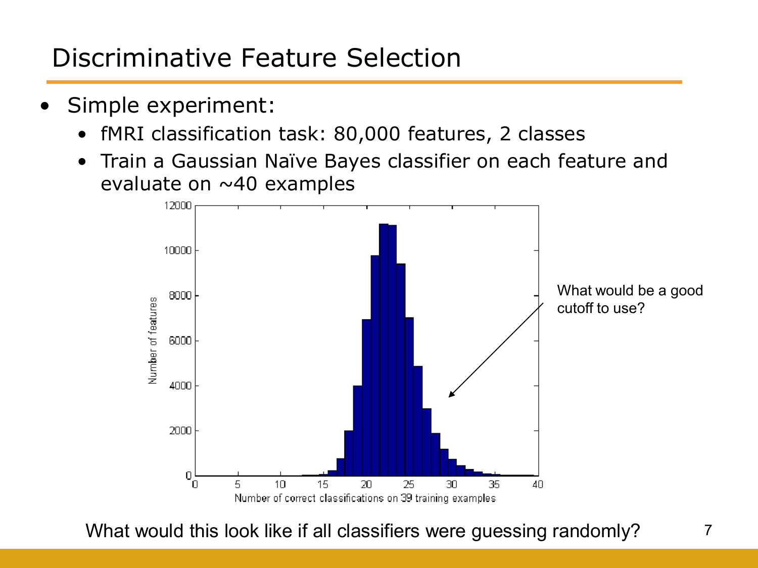# Discriminative Feature Selection

- Simple experiment:
  - fMRI classification task: 80,000 features, 2 classes
  - Train a Gaussian Naïve Bayes classifier on each feature and evaluate on ~40 examples

What would be a good cutoff to use?

What would this look like if all classifiers were guessing randomly?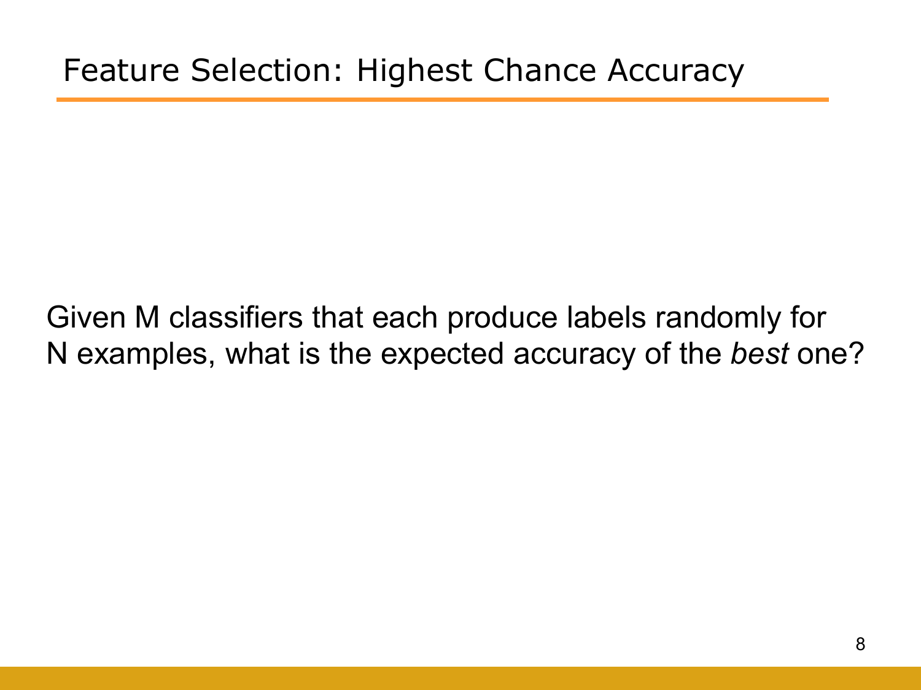# Feature Selection: Highest Chance Accuracy

Given M classifiers that each produce labels randomly for N examples, what is the expected accuracy of the *best* one?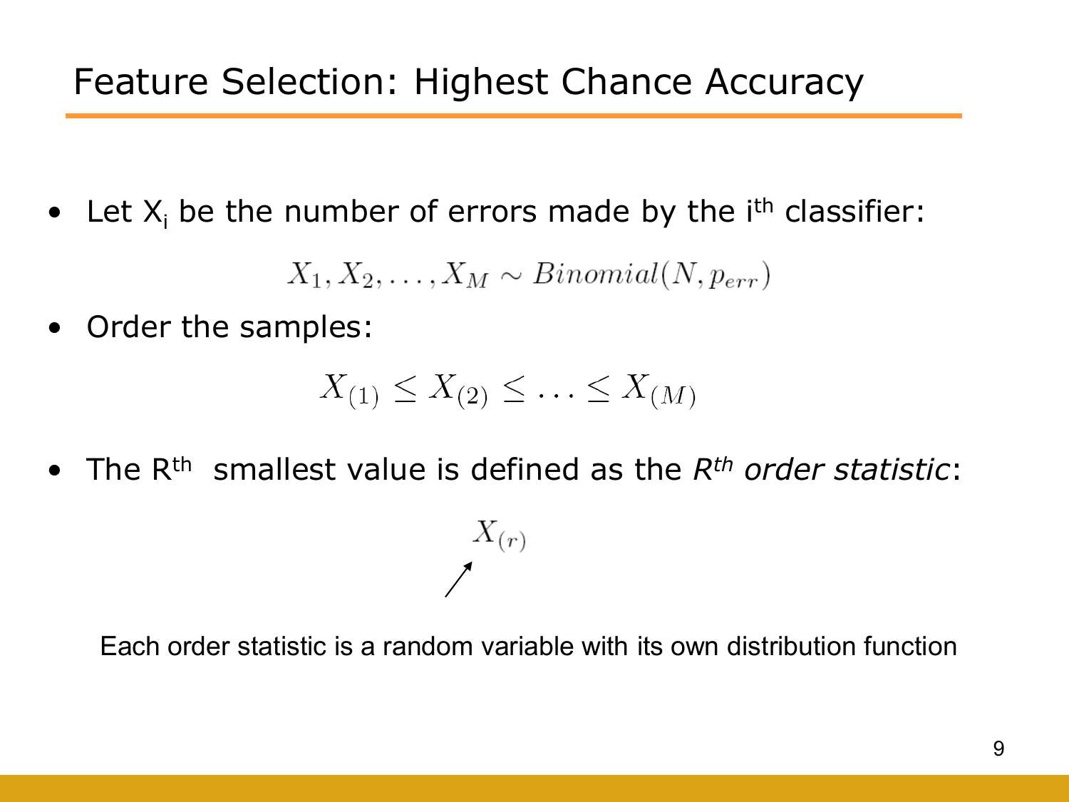# Feature Selection: Highest Chance Accuracy

- Let $X_i$ be the number of errors made by the $i^{th}$ classifier:

$$X_1, X_2, \ldots, X_M \sim Binomial(N, p_{err})$$

- Order the samples:

$$X_{(1)} \leq X_{(2)} \leq \ldots \leq X_{(M)}$$

- The $R^{th}$ smallest value is defined as the *$R^{th}$ order statistic*:

$$X_{(r)}$$

Each order statistic is a random variable with its own distribution function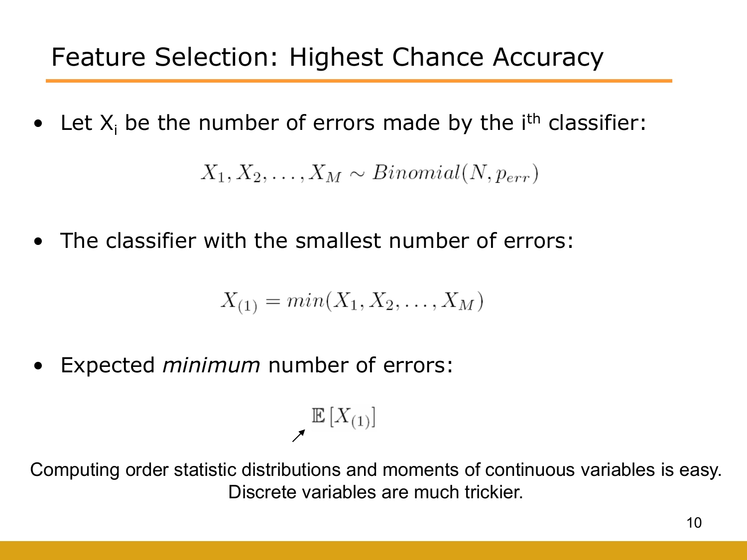# Feature Selection: Highest Chance Accuracy

- Let $X_i$ be the number of errors made by the $i^{th}$ classifier:

$$X_1, X_2, \ldots, X_M \sim Binomial(N, p_{err})$$

- The classifier with the smallest number of errors:

$$X_{(1)} = min(X_1, X_2, \ldots, X_M)$$

- Expected *minimum* number of errors:

$$\mathbb{E}\left[X_{(1)}\right]$$

Computing order statistic distributions and moments of continuous variables is easy. Discrete variables are much trickier.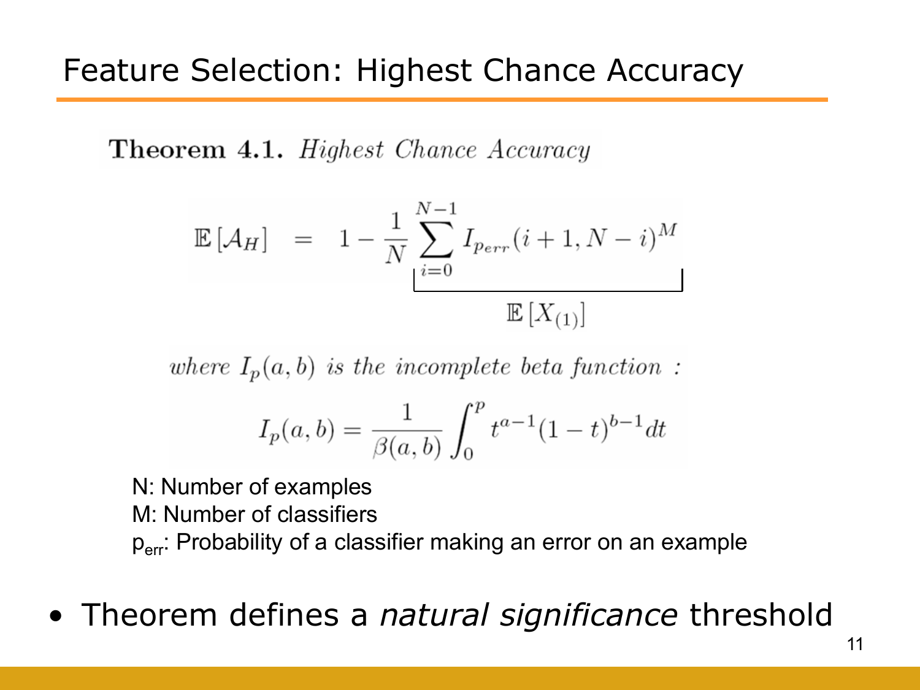# Feature Selection: Highest Chance Accuracy

**Theorem 4.1.** *Highest Chance Accuracy*

$$\mathbb{E}\left[\mathcal{A}_H\right] = 1 - \frac{1}{N} \underbrace{\sum_{i=0}^{N-1} I_{p_{err}}(i+1, N-i)^M}_{\mathbb{E}\left[X_{(1)}\right]}$$

*where $I_p(a,b)$ is the incomplete beta function :*

$$I_p(a,b) = \frac{1}{\beta(a,b)} \int_0^p t^{a-1}(1-t)^{b-1} dt$$

N: Number of examples
M: Number of classifiers
$p_{err}$: Probability of a classifier making an error on an example

- Theorem defines a *natural significance* threshold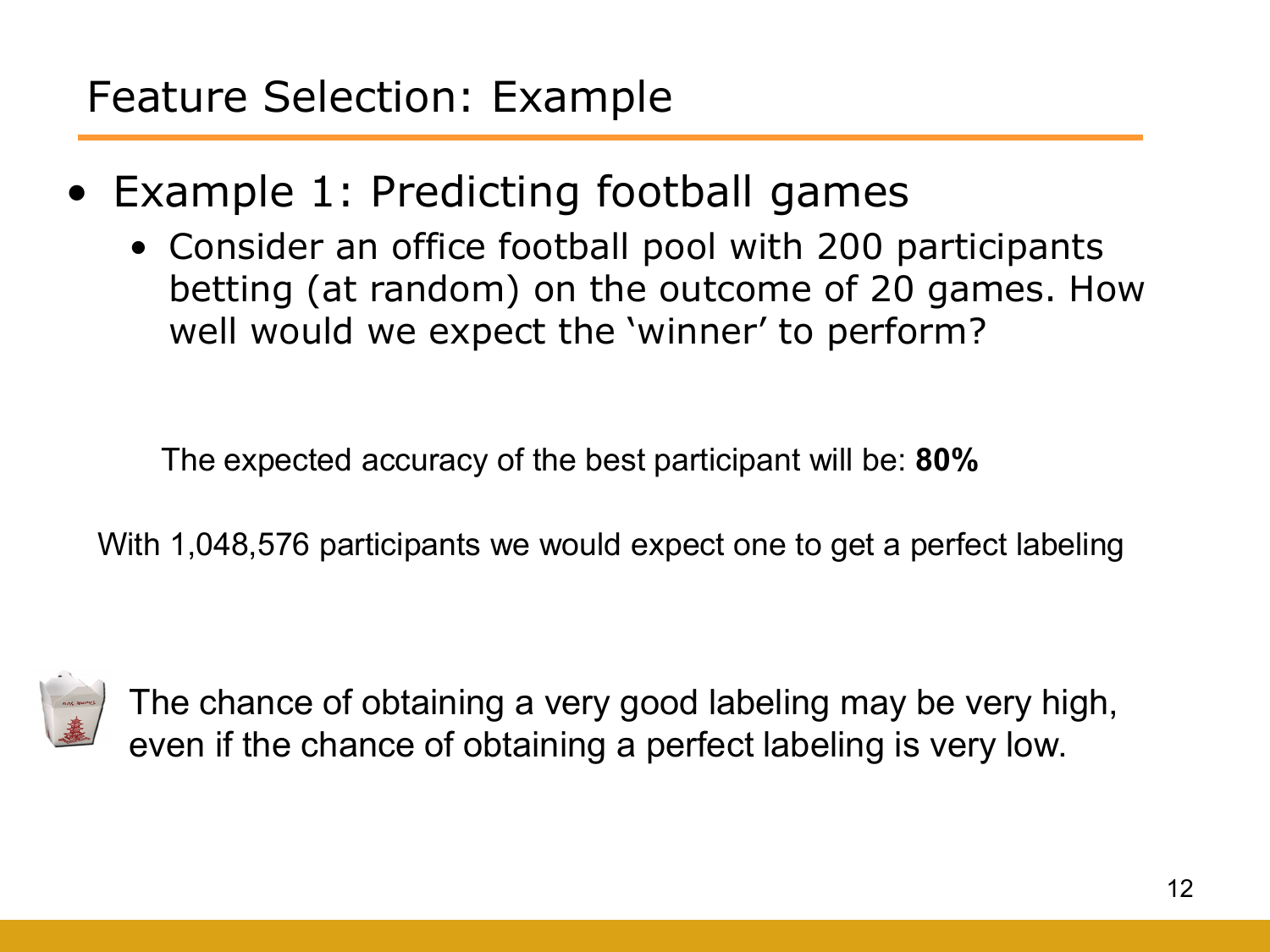# Feature Selection: Example

- Example 1: Predicting football games
  - Consider an office football pool with 200 participants betting (at random) on the outcome of 20 games. How well would we expect the 'winner' to perform?

The expected accuracy of the best participant will be: **80%**

With 1,048,576 participants we would expect one to get a perfect labeling

The chance of obtaining a very good labeling may be very high, even if the chance of obtaining a perfect labeling is very low.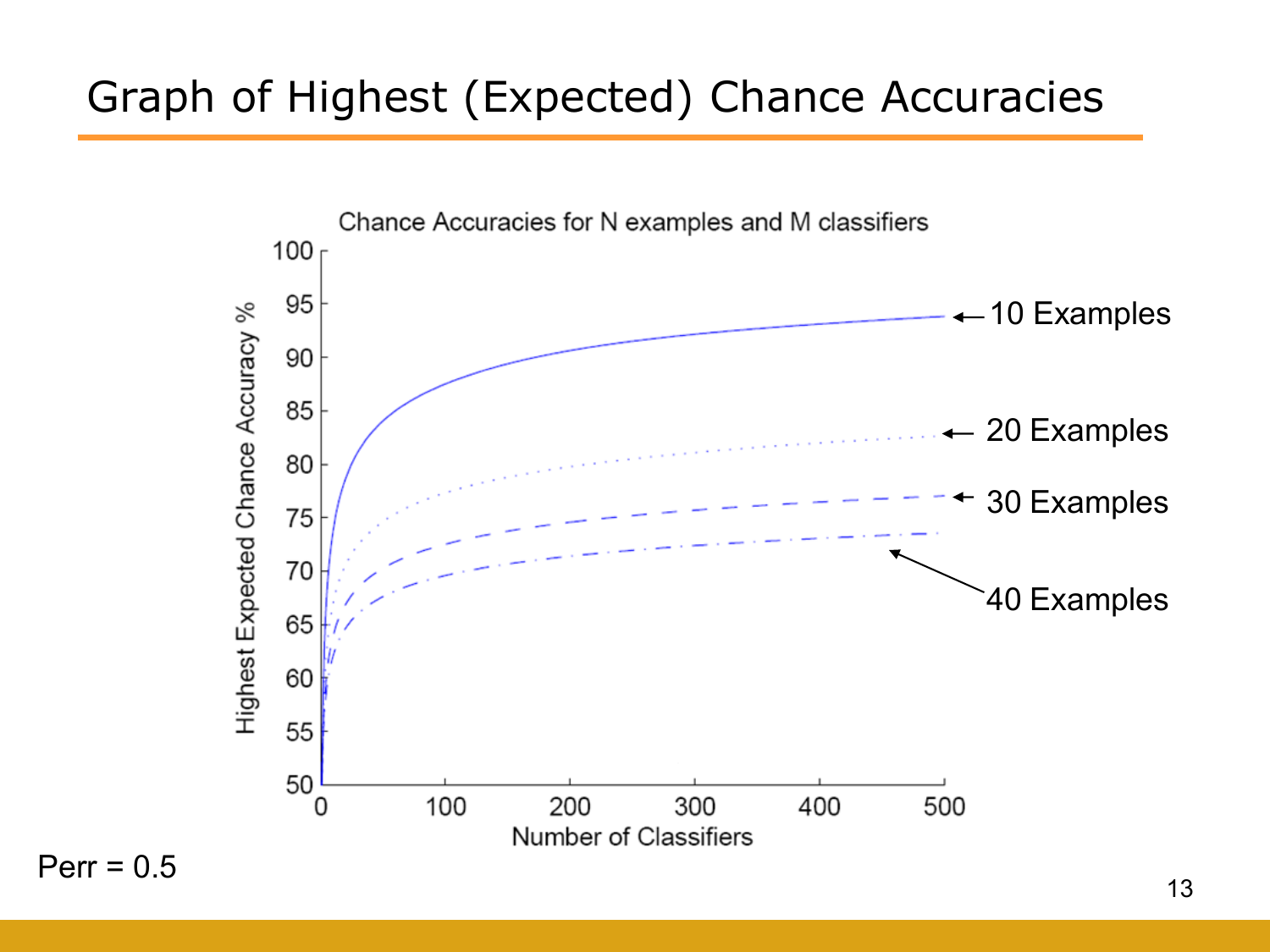# Graph of Highest (Expected) Chance Accuracies

Chance Accuracies for N examples and M classifiers

Highest Expected Chance Accuracy %

Number of Classifiers

← 10 Examples

← 20 Examples

← 30 Examples

← 40 Examples

Perr = 0.5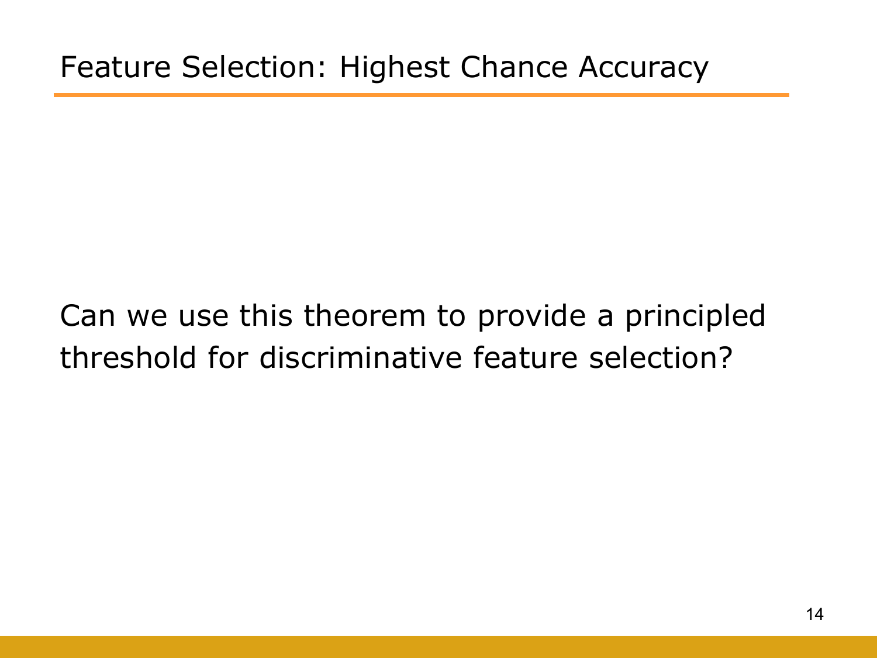# Feature Selection: Highest Chance Accuracy

Can we use this theorem to provide a principled threshold for discriminative feature selection?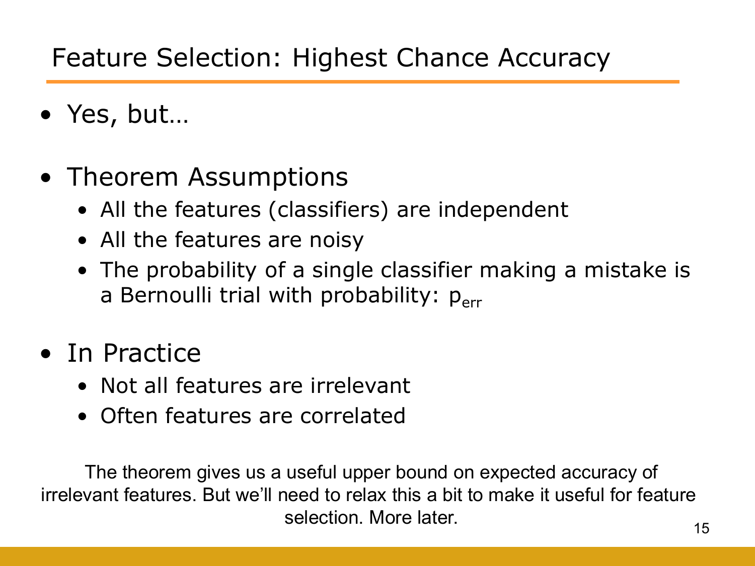# Feature Selection: Highest Chance Accuracy

- Yes, but…
- Theorem Assumptions
  - All the features (classifiers) are independent
  - All the features are noisy
  - The probability of a single classifier making a mistake is a Bernoulli trial with probability: $p_{err}$
- In Practice
  - Not all features are irrelevant
  - Often features are correlated

The theorem gives us a useful upper bound on expected accuracy of irrelevant features. But we'll need to relax this a bit to make it useful for feature selection. More later.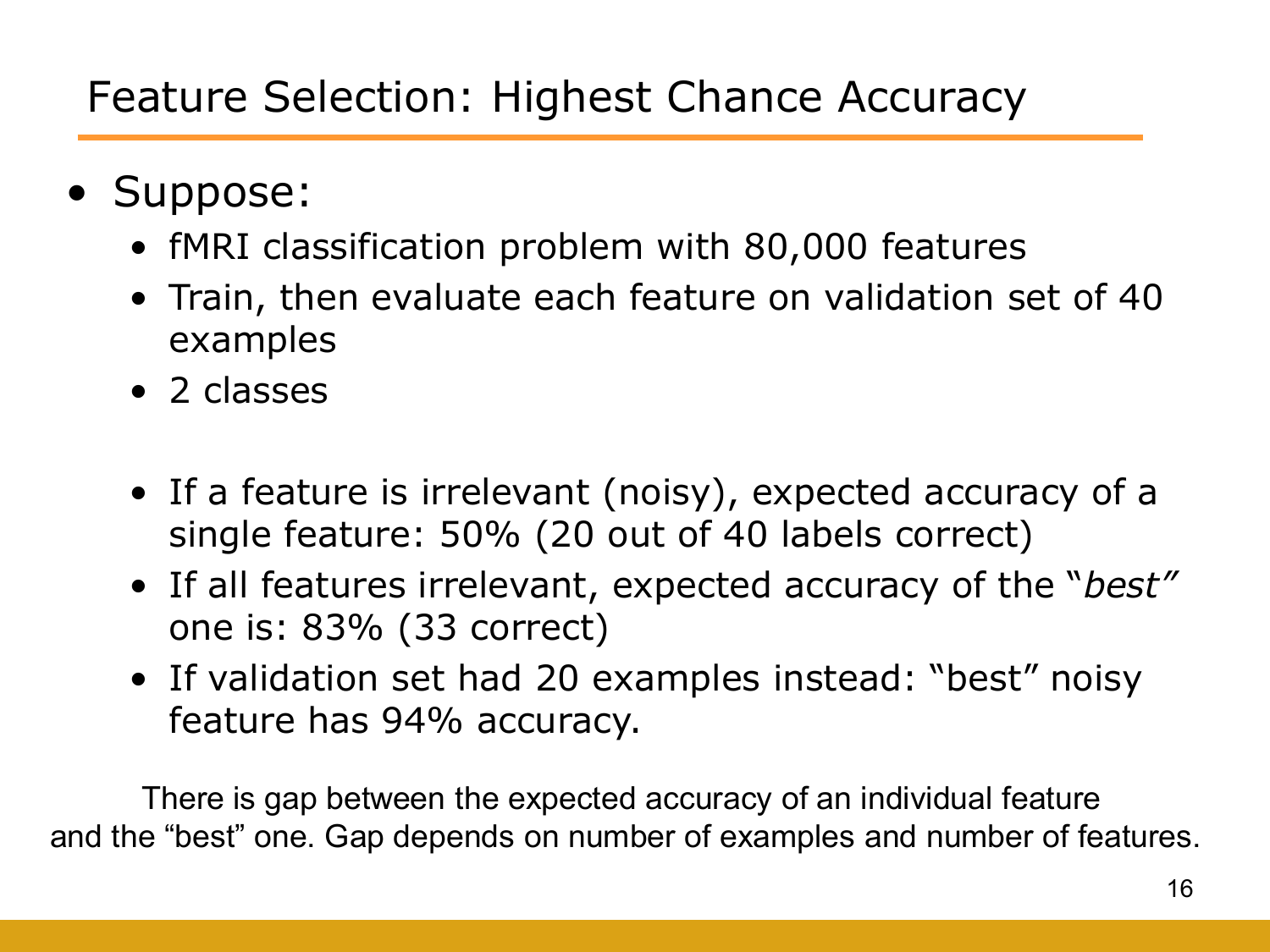# Feature Selection: Highest Chance Accuracy

- Suppose:
  - fMRI classification problem with 80,000 features
  - Train, then evaluate each feature on validation set of 40 examples
  - 2 classes

  - If a feature is irrelevant (noisy), expected accuracy of a single feature: 50% (20 out of 40 labels correct)
  - If all features irrelevant, expected accuracy of the "*best*" one is: 83% (33 correct)
  - If validation set had 20 examples instead: "best" noisy feature has 94% accuracy.

There is gap between the expected accuracy of an individual feature and the "best" one. Gap depends on number of examples and number of features.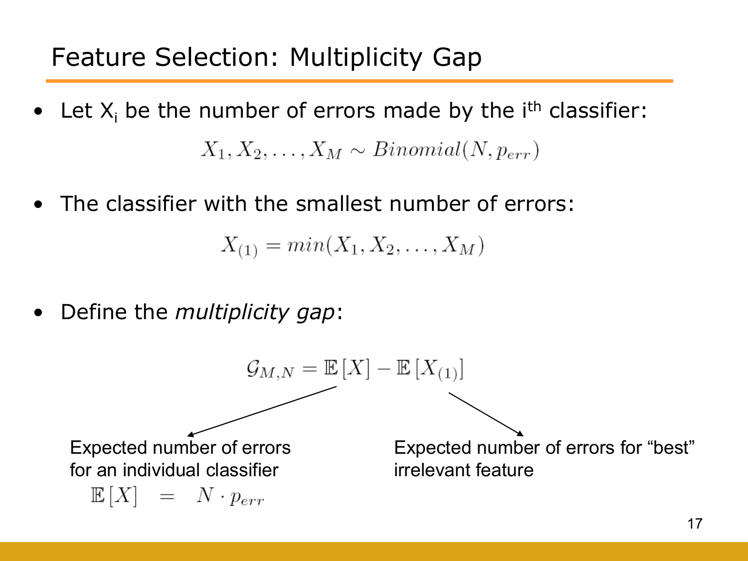# Feature Selection: Multiplicity Gap

- Let $X_i$ be the number of errors made by the $i^{th}$ classifier:

$$X_1, X_2, \ldots, X_M \sim Binomial(N, p_{err})$$

- The classifier with the smallest number of errors:

$$X_{(1)} = min(X_1, X_2, \ldots, X_M)$$

- Define the *multiplicity gap*:

$$\mathcal{G}_{M,N} = \mathbb{E}\left[X\right] - \mathbb{E}\left[X_{(1)}\right]$$

Expected number of errors for an individual classifier

$$\mathbb{E}\left[X\right] = N \cdot p_{err}$$

Expected number of errors for "best" irrelevant feature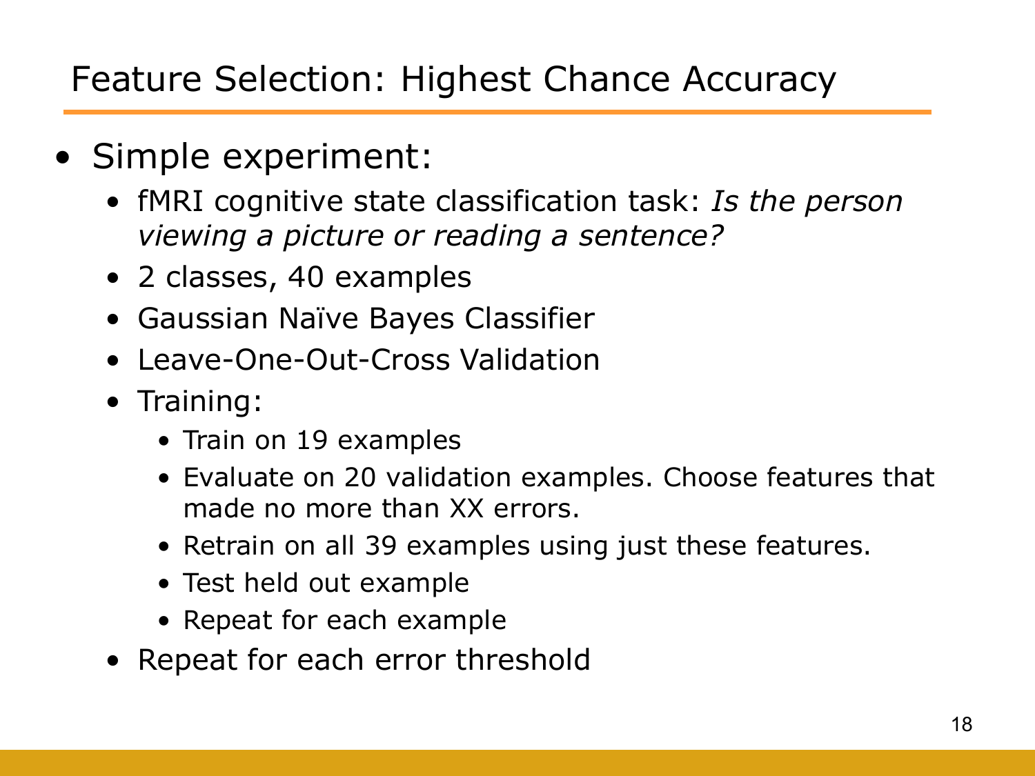# Feature Selection: Highest Chance Accuracy

- Simple experiment:
  - fMRI cognitive state classification task: *Is the person viewing a picture or reading a sentence?*
  - 2 classes, 40 examples
  - Gaussian Naïve Bayes Classifier
  - Leave-One-Out-Cross Validation
  - Training:
    - Train on 19 examples
    - Evaluate on 20 validation examples. Choose features that made no more than XX errors.
    - Retrain on all 39 examples using just these features.
    - Test held out example
    - Repeat for each example
  - Repeat for each error threshold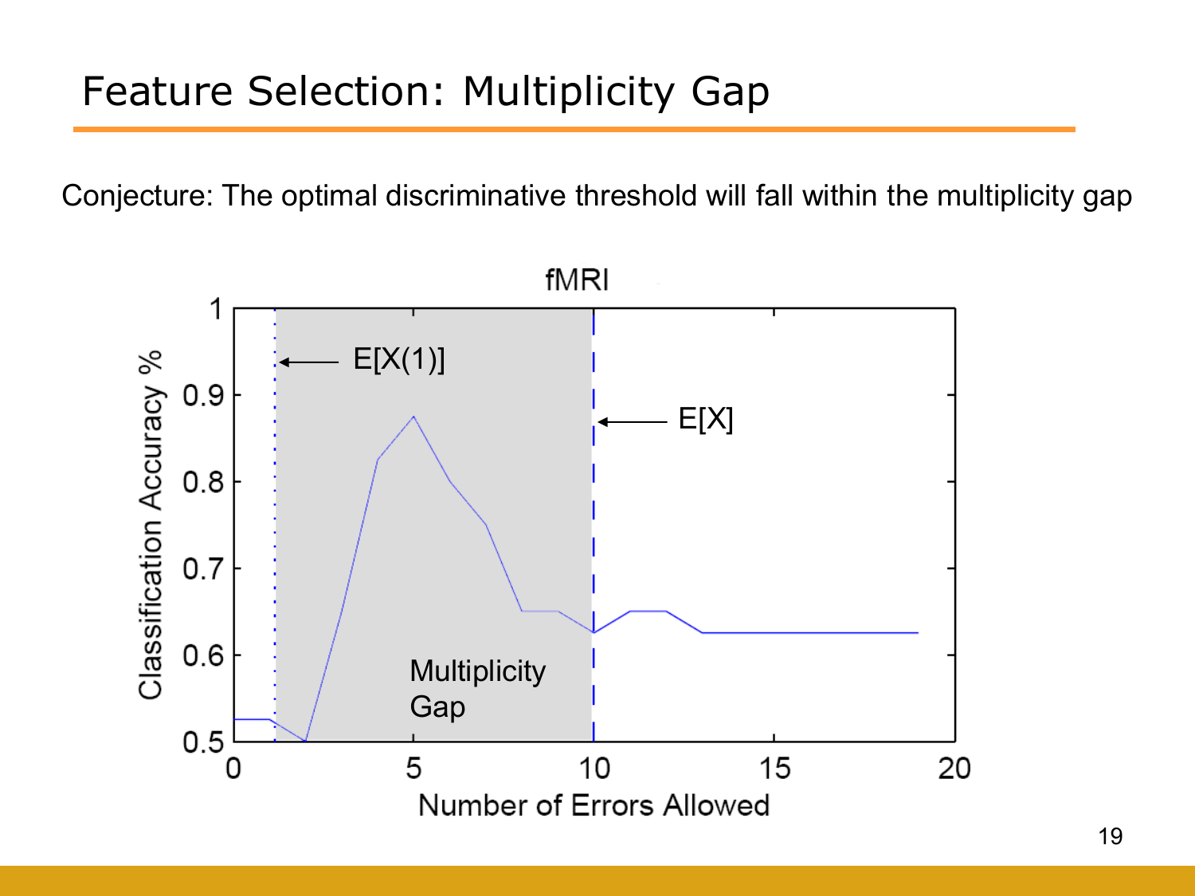# Feature Selection: Multiplicity Gap

Conjecture: The optimal discriminative threshold will fall within the multiplicity gap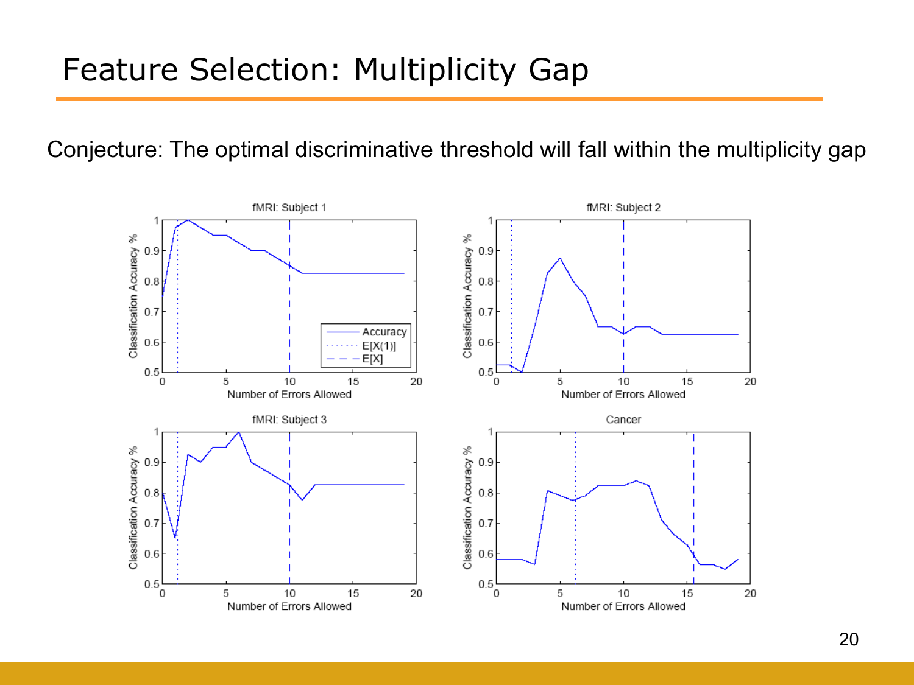# Feature Selection: Multiplicity Gap

Conjecture: The optimal discriminative threshold will fall within the multiplicity gap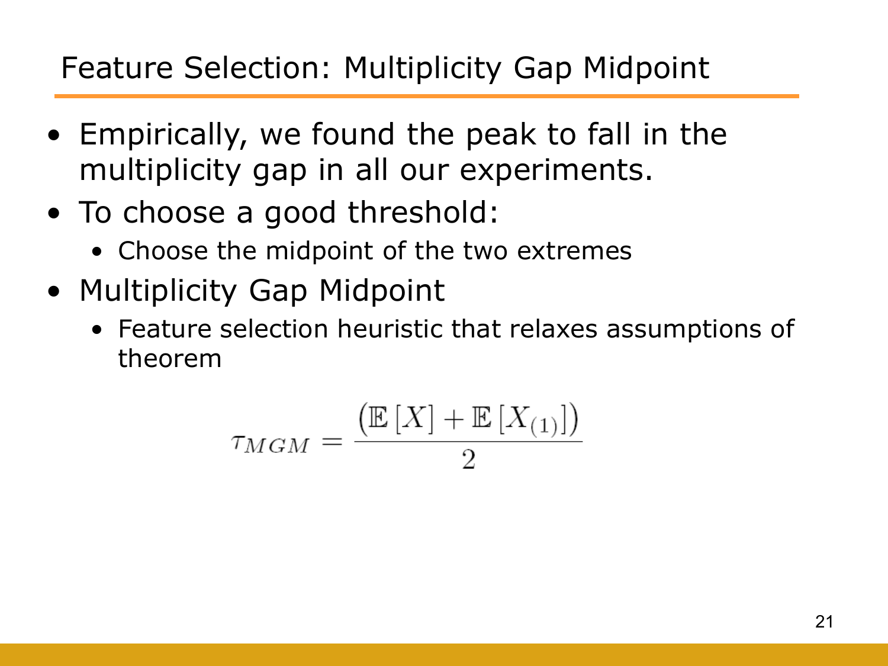# Feature Selection: Multiplicity Gap Midpoint

- Empirically, we found the peak to fall in the multiplicity gap in all our experiments.
- To choose a good threshold:
  - Choose the midpoint of the two extremes
- Multiplicity Gap Midpoint
  - Feature selection heuristic that relaxes assumptions of theorem

$$\tau_{MGM} = \frac{\left(\mathbb{E}\left[X\right] + \mathbb{E}\left[X_{(1)}\right]\right)}{2}$$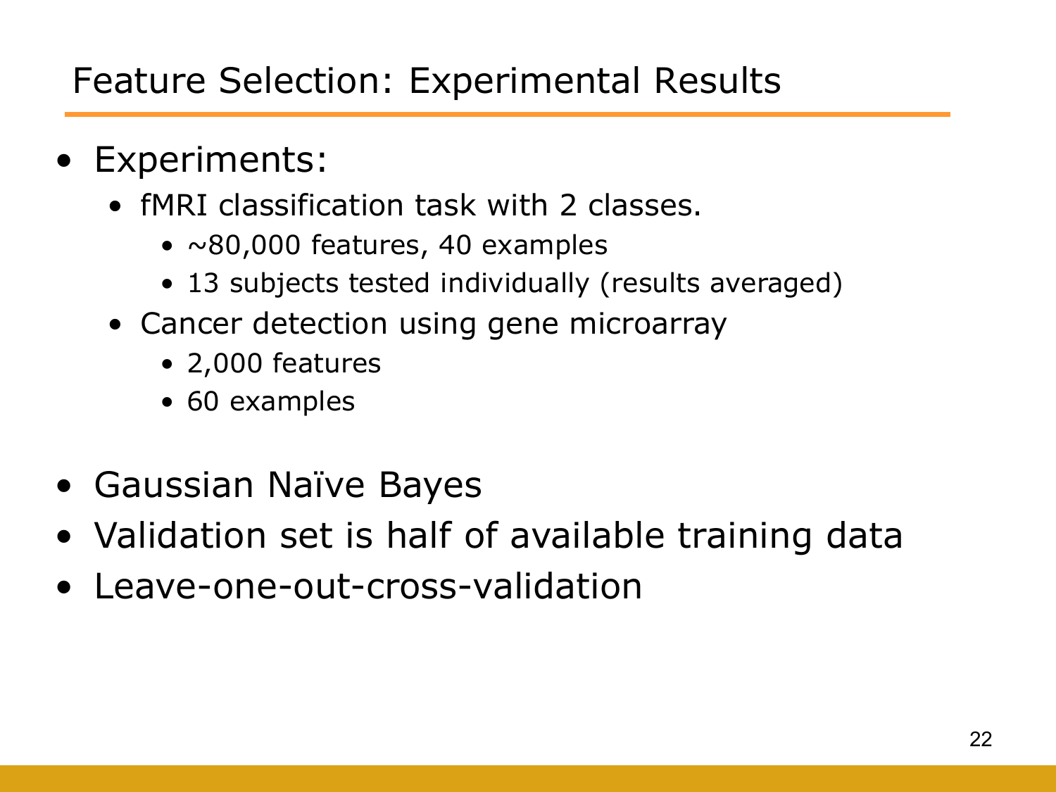# Feature Selection: Experimental Results

- Experiments:
  - fMRI classification task with 2 classes.
    - ~80,000 features, 40 examples
    - 13 subjects tested individually (results averaged)
  - Cancer detection using gene microarray
    - 2,000 features
    - 60 examples

- Gaussian Naïve Bayes
- Validation set is half of available training data
- Leave-one-out-cross-validation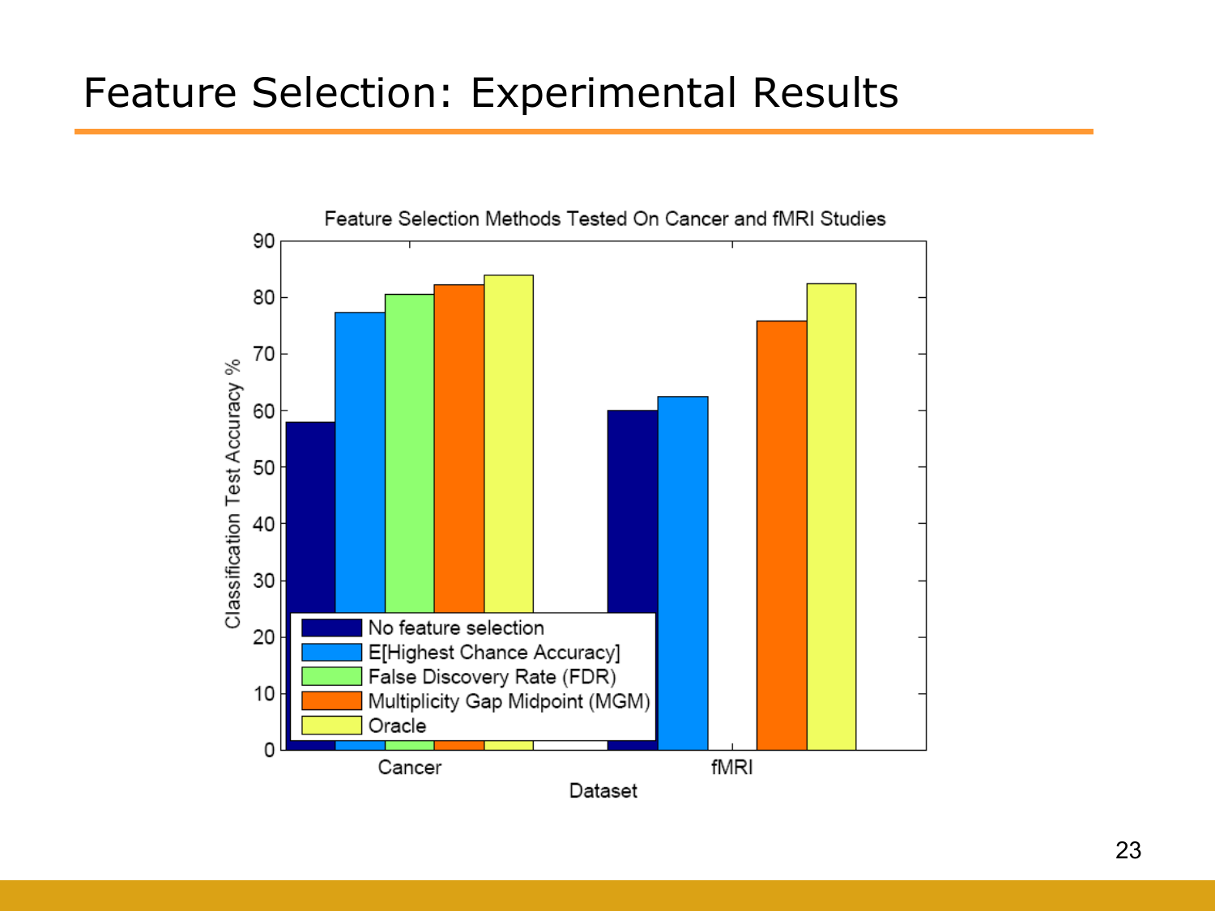# Feature Selection: Experimental Results

Feature Selection Methods Tested On Cancer and fMRI Studies

Classification Test Accuracy %

0 10 20 30 40 50 60 70 80 90

Cancer fMRI

Dataset

- No feature selection
- E[Highest Chance Accuracy]
- False Discovery Rate (FDR)
- Multiplicity Gap Midpoint (MGM)
- Oracle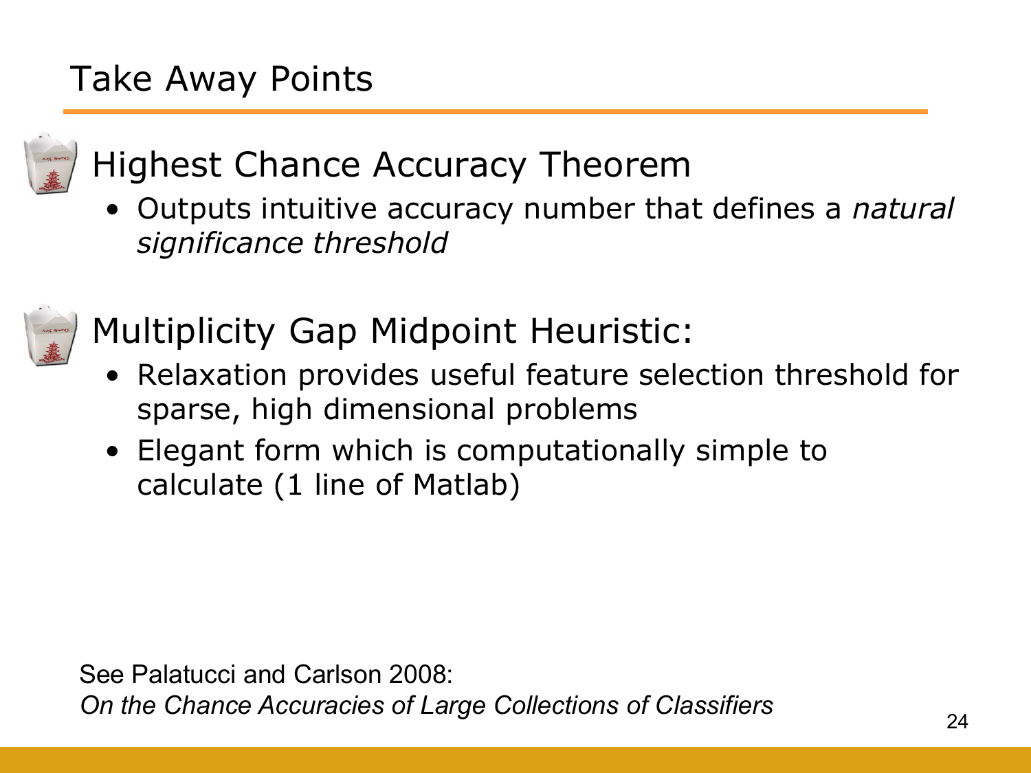# Take Away Points

## Highest Chance Accuracy Theorem

- Outputs intuitive accuracy number that defines a *natural significance threshold*

## Multiplicity Gap Midpoint Heuristic:

- Relaxation provides useful feature selection threshold for sparse, high dimensional problems
- Elegant form which is computationally simple to calculate (1 line of Matlab)

See Palatucci and Carlson 2008:
*On the Chance Accuracies of Large Collections of Classifiers*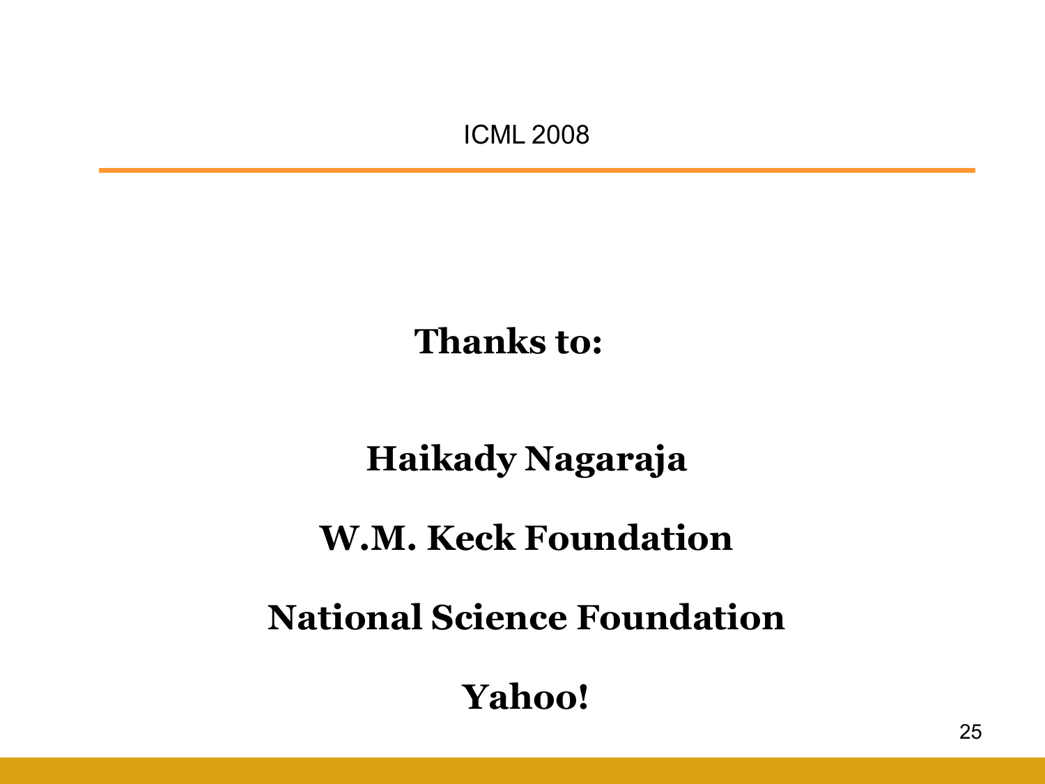**Thanks to:**

**Haikady Nagaraja**

**W.M. Keck Foundation**

**National Science Foundation**

**Yahoo!**